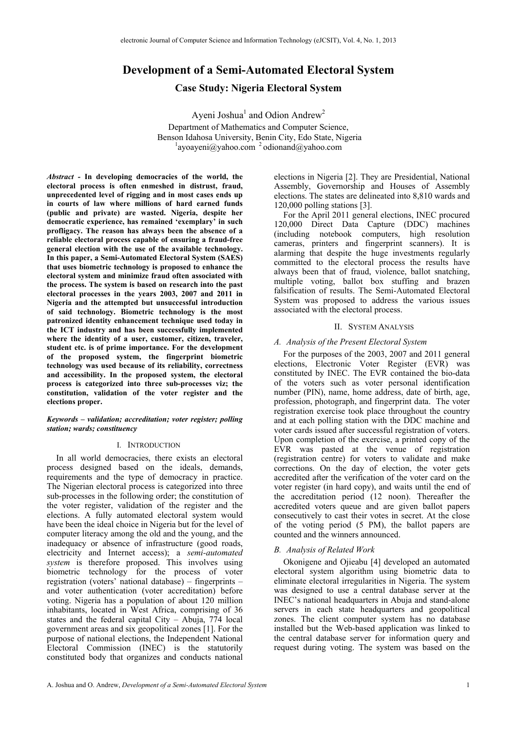# Development of a Semi-Automated Electoral System

## Case Study: Nigeria Electoral System

Ayeni Joshua[1] and Odion Andrew[2]

Department of Mathematics and Computer Science,
Benson Idahosa University, Benin City, Edo State, Nigeria
[1]ayoayeni@yahoo.com [2]odionand@yahoo.com

***Abstract* - In developing democracies of the world, the electoral process is often enmeshed in distrust, fraud, unprecedented level of rigging and in most cases ends up in courts of law where millions of hard earned funds (public and private) are wasted. Nigeria, despite her democratic experience, has remained 'exemplary' in such profligacy. The reason has always been the absence of a reliable electoral process capable of ensuring a fraud-free general election with the use of the available technology. In this paper, a Semi-Automated Electoral System (SAES) that uses biometric technology is proposed to enhance the electoral system and minimize fraud often associated with the process. The system is based on research into the past electoral processes in the years 2003, 2007 and 2011 in Nigeria and the attempted but unsuccessful introduction of said technology. Biometric technology is the most patronized identity enhancement technique used today in the ICT industry and has been successfully implemented where the identity of a user, customer, citizen, traveler, student etc. is of prime importance. For the development of the proposed system, the fingerprint biometric technology was used because of its reliability, correctness and accessibility. In the proposed system, the electoral process is categorized into three sub-processes viz; the constitution, validation of the voter register and the elections proper.**

***Keywords – validation; accreditation; voter register; polling station; wards; constituency***

## I. Introduction

In all world democracies, there exists an electoral process designed based on the ideals, demands, requirements and the type of democracy in practice. The Nigerian electoral process is categorized into three sub-processes in the following order; the constitution of the voter register, validation of the register and the elections. A fully automated electoral system would have been the ideal choice in Nigeria but for the level of computer literacy among the old and the young, and the inadequacy or absence of infrastructure (good roads, electricity and Internet access); a *semi-automated system* is therefore proposed. This involves using biometric technology for the process of voter registration (voters' national database) – fingerprints – and voter authentication (voter accreditation) before voting. Nigeria has a population of about 120 million inhabitants, located in West Africa, comprising of 36 states and the federal capital City – Abuja, 774 local government areas and six geopolitical zones [1]. For the purpose of national elections, the Independent National Electoral Commission (INEC) is the statutorily constituted body that organizes and conducts national elections in Nigeria [2]. They are Presidential, National Assembly, Governorship and Houses of Assembly elections. The states are delineated into 8,810 wards and 120,000 polling stations [3].

For the April 2011 general elections, INEC procured 120,000 Direct Data Capture (DDC) machines (including notebook computers, high resolution cameras, printers and fingerprint scanners). It is alarming that despite the huge investments regularly committed to the electoral process the results have always been that of fraud, violence, ballot snatching, multiple voting, ballot box stuffing and brazen falsification of results. The Semi-Automated Electoral System was proposed to address the various issues associated with the electoral process.

## II. System Analysis

### A. Analysis of the Present Electoral System

For the purposes of the 2003, 2007 and 2011 general elections, Electronic Voter Register (EVR) was constituted by INEC. The EVR contained the bio-data of the voters such as voter personal identification number (PIN), name, home address, date of birth, age, profession, photograph, and fingerprint data. The voter registration exercise took place throughout the country and at each polling station with the DDC machine and voter cards issued after successful registration of voters. Upon completion of the exercise, a printed copy of the EVR was pasted at the venue of registration (registration centre) for voters to validate and make corrections. On the day of election, the voter gets accredited after the verification of the voter card on the voter register (in hard copy), and waits until the end of the accreditation period (12 noon). Thereafter the accredited voters queue and are given ballot papers consecutively to cast their votes in secret. At the close of the voting period (5 PM), the ballot papers are counted and the winners announced.

### B. Analysis of Related Work

Okonigene and Ojieabu [4] developed an automated electoral system algorithm using biometric data to eliminate electoral irregularities in Nigeria. The system was designed to use a central database server at the INEC's national headquarters in Abuja and stand-alone servers in each state headquarters and geopolitical zones. The client computer system has no database installed but the Web-based application was linked to the central database server for information query and request during voting. The system was based on the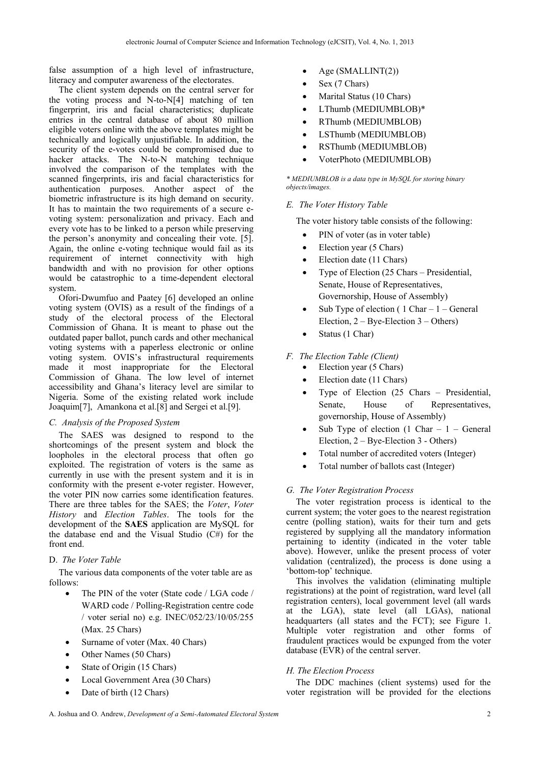false assumption of a high level of infrastructure, literacy and computer awareness of the electorates.

The client system depends on the central server for the voting process and N-to-N[4] matching of ten fingerprint, iris and facial characteristics; duplicate entries in the central database of about 80 million eligible voters online with the above templates might be technically and logically unjustifiable. In addition, the security of the e-votes could be compromised due to hacker attacks. The N-to-N matching technique involved the comparison of the templates with the scanned fingerprints, iris and facial characteristics for authentication purposes. Another aspect of the biometric infrastructure is its high demand on security. It has to maintain the two requirements of a secure e-voting system: personalization and privacy. Each and every vote has to be linked to a person while preserving the person's anonymity and concealing their vote. [5]. Again, the online e-voting technique would fail as its requirement of internet connectivity with high bandwidth and with no provision for other options would be catastrophic to a time-dependent electoral system.

Ofori-Dwumfuo and Paatey [6] developed an online voting system (OVIS) as a result of the findings of a study of the electoral process of the Electoral Commission of Ghana. It is meant to phase out the outdated paper ballot, punch cards and other mechanical voting systems with a paperless electronic or online voting system. OVIS's infrastructural requirements made it most inappropriate for the Electoral Commission of Ghana. The low level of internet accessibility and Ghana's literacy level are similar to Nigeria. Some of the existing related work include Joaquim[7], Amankona et al.[8] and Sergei et al.[9].

### *C. Analysis of the Proposed System*

The SAES was designed to respond to the shortcomings of the present system and block the loopholes in the electoral process that often go exploited. The registration of voters is the same as currently in use with the present system and it is in conformity with the present e-voter register. However, the voter PIN now carries some identification features. There are three tables for the SAES; the *Voter*, *Voter History* and *Election Tables*. The tools for the development of the **SAES** application are MySQL for the database end and the Visual Studio (C#) for the front end.

### D. *The Voter Table*

The various data components of the voter table are as follows:

- The PIN of the voter (State code / LGA code / WARD code / Polling-Registration centre code / voter serial no) e.g. INEC/052/23/10/05/255 (Max. 25 Chars)
- Surname of voter (Max. 40 Chars)
- Other Names (50 Chars)
- State of Origin (15 Chars)
- Local Government Area (30 Chars)
- Date of birth (12 Chars)
- Age (SMALLINT(2))
- Sex (7 Chars)
- Marital Status (10 Chars)
- LThumb (MEDIUMBLOB)*
- RThumb (MEDIUMBLOB)
- LSThumb (MEDIUMBLOB)
- RSThumb (MEDIUMBLOB)
- VoterPhoto (MEDIUMBLOB)

*\* MEDIUMBLOB is a data type in MySQL for storing binary objects/images.*

### *E. The Voter History Table*

The voter history table consists of the following:

- PIN of voter (as in voter table)
- Election year (5 Chars)
- Election date (11 Chars)
- Type of Election (25 Chars – Presidential, Senate, House of Representatives, Governorship, House of Assembly)
- Sub Type of election ( 1 Char – 1 – General Election, 2 – Bye-Election 3 – Others)
- Status (1 Char)

### *F. The Election Table (Client)*

- Election year (5 Chars)
- Election date (11 Chars)
- Type of Election (25 Chars – Presidential, Senate, House of Representatives, governorship, House of Assembly)
- Sub Type of election (1 Char – 1 – General Election, 2 – Bye-Election 3 - Others)
- Total number of accredited voters (Integer)
- Total number of ballots cast (Integer)

### *G. The Voter Registration Process*

The voter registration process is identical to the current system; the voter goes to the nearest registration centre (polling station), waits for their turn and gets registered by supplying all the mandatory information pertaining to identity (indicated in the voter table above). However, unlike the present process of voter validation (centralized), the process is done using a 'bottom-top' technique.

This involves the validation (eliminating multiple registrations) at the point of registration, ward level (all registration centers), local government level (all wards at the LGA), state level (all LGAs), national headquarters (all states and the FCT); see Figure 1. Multiple voter registration and other forms of fraudulent practices would be expunged from the voter database (EVR) of the central server.

### *H. The Election Process*

The DDC machines (client systems) used for the voter registration will be provided for the elections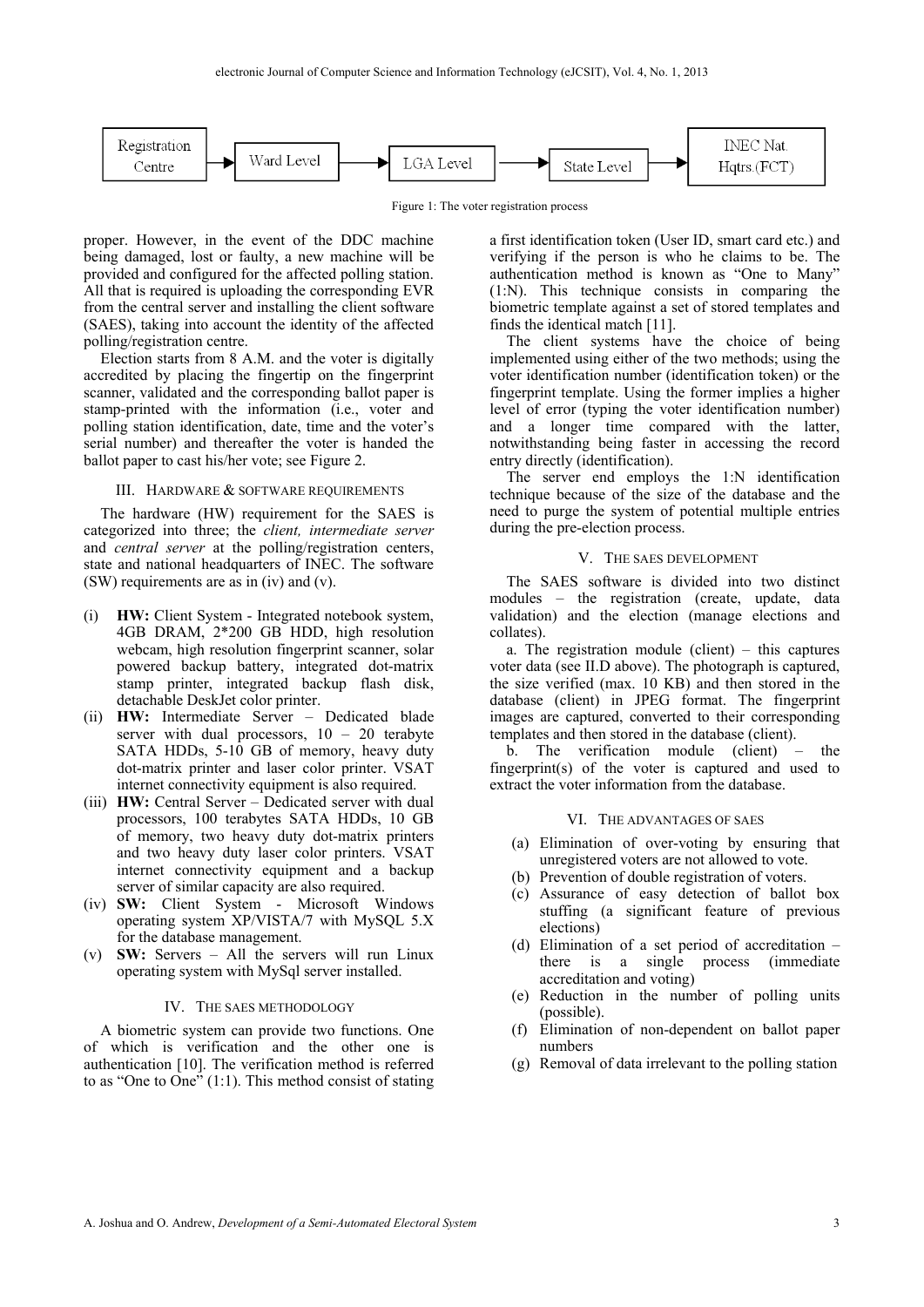Registration Centre → Ward Level → LGA Level → State Level → INEC Nat. Hqtrs.(FCT)

Figure 1: The voter registration process

proper. However, in the event of the DDC machine being damaged, lost or faulty, a new machine will be provided and configured for the affected polling station. All that is required is uploading the corresponding EVR from the central server and installing the client software (SAES), taking into account the identity of the affected polling/registration centre.

Election starts from 8 A.M. and the voter is digitally accredited by placing the fingertip on the fingerprint scanner, validated and the corresponding ballot paper is stamp-printed with the information (i.e., voter and polling station identification, date, time and the voter's serial number) and thereafter the voter is handed the ballot paper to cast his/her vote; see Figure 2.

## III. Hardware & Software Requirements

The hardware (HW) requirement for the SAES is categorized into three; the *client, intermediate server* and *central server* at the polling/registration centers, state and national headquarters of INEC. The software (SW) requirements are as in (iv) and (v).

(i) **HW:** Client System - Integrated notebook system, 4GB DRAM, 2*200 GB HDD, high resolution webcam, high resolution fingerprint scanner, solar powered backup battery, integrated dot-matrix stamp printer, integrated backup flash disk, detachable DeskJet color printer.

(ii) **HW:** Intermediate Server – Dedicated blade server with dual processors, 10 – 20 terabyte SATA HDDs, 5-10 GB of memory, heavy duty dot-matrix printer and laser color printer. VSAT internet connectivity equipment is also required.

(iii) **HW:** Central Server – Dedicated server with dual processors, 100 terabytes SATA HDDs, 10 GB of memory, two heavy duty dot-matrix printers and two heavy duty laser color printers. VSAT internet connectivity equipment and a backup server of similar capacity are also required.

(iv) **SW:** Client System - Microsoft Windows operating system XP/VISTA/7 with MySQL 5.X for the database management.

(v) **SW:** Servers – All the servers will run Linux operating system with MySql server installed.

## IV. The SAES Methodology

A biometric system can provide two functions. One of which is verification and the other one is authentication [10]. The verification method is referred to as "One to One" (1:1). This method consist of stating a first identification token (User ID, smart card etc.) and verifying if the person is who he claims to be. The authentication method is known as "One to Many" (1:N). This technique consists in comparing the biometric template against a set of stored templates and finds the identical match [11].

The client systems have the choice of being implemented using either of the two methods; using the voter identification number (identification token) or the fingerprint template. Using the former implies a higher level of error (typing the voter identification number) and a longer time compared with the latter, notwithstanding being faster in accessing the record entry directly (identification).

The server end employs the 1:N identification technique because of the size of the database and the need to purge the system of potential multiple entries during the pre-election process.

## V. The SAES Development

The SAES software is divided into two distinct modules – the registration (create, update, data validation) and the election (manage elections and collates).

a. The registration module (client) – this captures voter data (see II.D above). The photograph is captured, the size verified (max. 10 KB) and then stored in the database (client) in JPEG format. The fingerprint images are captured, converted to their corresponding templates and then stored in the database (client).

b. The verification module (client) – the fingerprint(s) of the voter is captured and used to extract the voter information from the database.

## VI. The Advantages of SAES

(a) Elimination of over-voting by ensuring that unregistered voters are not allowed to vote.

(b) Prevention of double registration of voters.

(c) Assurance of easy detection of ballot box stuffing (a significant feature of previous elections)

(d) Elimination of a set period of accreditation – there is a single process (immediate accreditation and voting)

(e) Reduction in the number of polling units (possible).

(f) Elimination of non-dependent on ballot paper numbers

(g) Removal of data irrelevant to the polling station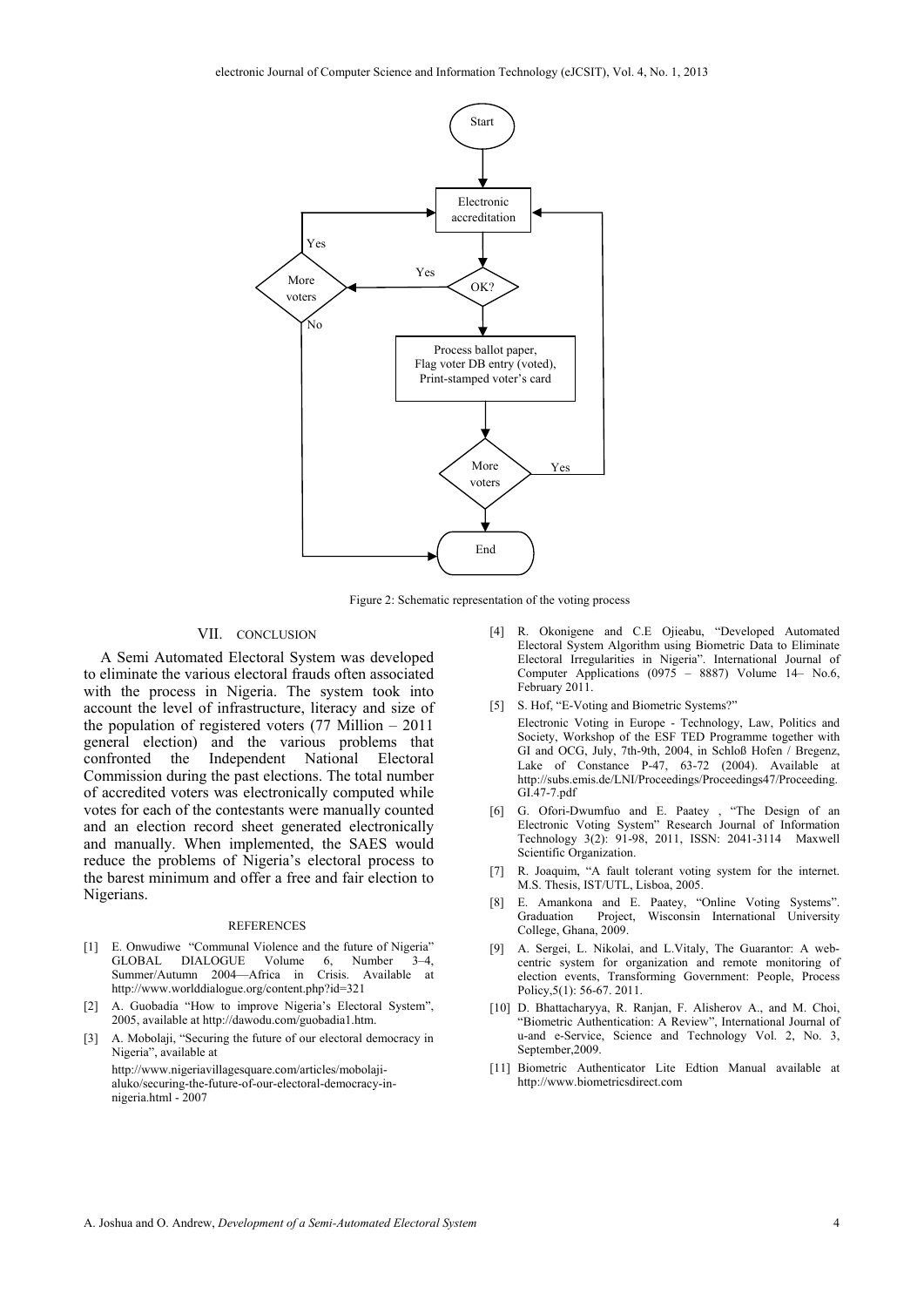Start

Electronic accreditation

OK?

Yes

More voters

Yes

No

Process ballot paper, Flag voter DB entry (voted), Print-stamped voter's card

More voters

Yes

End

Figure 2: Schematic representation of the voting process

## VII. CONCLUSION

A Semi Automated Electoral System was developed to eliminate the various electoral frauds often associated with the process in Nigeria. The system took into account the level of infrastructure, literacy and size of the population of registered voters (77 Million – 2011 general election) and the various problems that confronted the Independent National Electoral Commission during the past elections. The total number of accredited voters was electronically computed while votes for each of the contestants were manually counted and an election record sheet generated electronically and manually. When implemented, the SAES would reduce the problems of Nigeria's electoral process to the barest minimum and offer a free and fair election to Nigerians.

## REFERENCES

[1] E. Onwudiwe "Communal Violence and the future of Nigeria" GLOBAL DIALOGUE Volume 6, Number 3–4, Summer/Autumn 2004—Africa in Crisis. Available at http://www.worlddialogue.org/content.php?id=321

[2] A. Guobadia "How to improve Nigeria's Electoral System", 2005, available at http://dawodu.com/guobadia1.htm.

[3] A. Mobolaji, "Securing the future of our electoral democracy in Nigeria", available at http://www.nigeriavillagesquare.com/articles/mobolaji-aluko/securing-the-future-of-our-electoral-democracy-in-nigeria.html - 2007

[4] R. Okonigene and C.E Ojieabu, "Developed Automated Electoral System Algorithm using Biometric Data to Eliminate Electoral Irregularities in Nigeria". International Journal of Computer Applications (0975 – 8887) Volume 14– No.6, February 2011.

[5] S. Hof, "E-Voting and Biometric Systems?" Electronic Voting in Europe - Technology, Law, Politics and Society, Workshop of the ESF TED Programme together with GI and OCG, July, 7th-9th, 2004, in Schloß Hofen / Bregenz, Lake of Constance P-47, 63-72 (2004). Available at http://subs.emis.de/LNI/Proceedings/Proceedings47/Proceeding.GI.47-7.pdf

[6] G. Ofori-Dwumfuo and E. Paatey , "The Design of an Electronic Voting System" Research Journal of Information Technology 3(2): 91-98, 2011, ISSN: 2041-3114 Maxwell Scientific Organization.

[7] R. Joaquim, "A fault tolerant voting system for the internet. M.S. Thesis, IST/UTL, Lisboa, 2005.

[8] E. Amankona and E. Paatey, "Online Voting Systems". Graduation Project, Wisconsin International University College, Ghana, 2009.

[9] A. Sergei, L. Nikolai, and L.Vitaly, The Guarantor: A web-centric system for organization and remote monitoring of election events, Transforming Government: People, Process Policy,5(1): 56-67. 2011.

[10] D. Bhattacharyya, R. Ranjan, F. Alisherov A., and M. Choi, "Biometric Authentication: A Review", International Journal of u-and e-Service, Science and Technology Vol. 2, No. 3, September,2009.

[11] Biometric Authenticator Lite Edtion Manual available at http://www.biometricsdirect.com